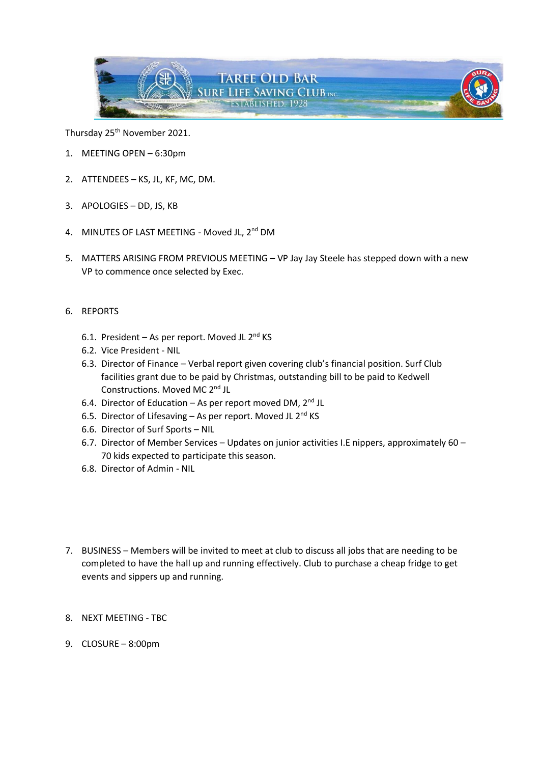TAREE OLD BAR SURF LIFE SAVING CLUB INC.
ESTABLISHED. 1928

Thursday 25th November 2021.

1. MEETING OPEN – 6:30pm

2. ATTENDEES – KS, JL, KF, MC, DM.

3. APOLOGIES – DD, JS, KB

4. MINUTES OF LAST MEETING - Moved JL, 2nd DM

5. MATTERS ARISING FROM PREVIOUS MEETING – VP Jay Jay Steele has stepped down with a new VP to commence once selected by Exec.

6. REPORTS

   6.1. President – As per report. Moved JL 2nd KS
   6.2. Vice President - NIL
   6.3. Director of Finance – Verbal report given covering club's financial position. Surf Club facilities grant due to be paid by Christmas, outstanding bill to be paid to Kedwell Constructions. Moved MC 2nd JL
   6.4. Director of Education – As per report moved DM, 2nd JL
   6.5. Director of Lifesaving – As per report. Moved JL 2nd KS
   6.6. Director of Surf Sports – NIL
   6.7. Director of Member Services – Updates on junior activities I.E nippers, approximately 60 – 70 kids expected to participate this season.
   6.8. Director of Admin - NIL

7. BUSINESS – Members will be invited to meet at club to discuss all jobs that are needing to be completed to have the hall up and running effectively. Club to purchase a cheap fridge to get events and sippers up and running.

8. NEXT MEETING - TBC

9. CLOSURE – 8:00pm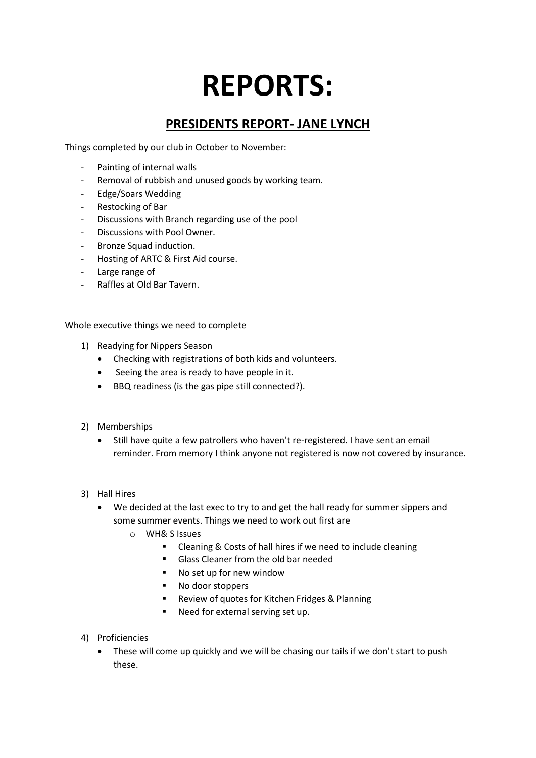# REPORTS:

## PRESIDENTS REPORT- JANE LYNCH

Things completed by our club in October to November:

- Painting of internal walls
- Removal of rubbish and unused goods by working team.
- Edge/Soars Wedding
- Restocking of Bar
- Discussions with Branch regarding use of the pool
- Discussions with Pool Owner.
- Bronze Squad induction.
- Hosting of ARTC & First Aid course.
- Large range of
- Raffles at Old Bar Tavern.

Whole executive things we need to complete

1) Readying for Nippers Season
   - Checking with registrations of both kids and volunteers.
   - Seeing the area is ready to have people in it.
   - BBQ readiness (is the gas pipe still connected?).

2) Memberships
   - Still have quite a few patrollers who haven't re-registered. I have sent an email reminder. From memory I think anyone not registered is now not covered by insurance.

3) Hall Hires
   - We decided at the last exec to try to and get the hall ready for summer sippers and some summer events. Things we need to work out first are
     - WH& S Issues
       - Cleaning & Costs of hall hires if we need to include cleaning
       - Glass Cleaner from the old bar needed
       - No set up for new window
       - No door stoppers
       - Review of quotes for Kitchen Fridges & Planning
       - Need for external serving set up.

4) Proficiencies
   - These will come up quickly and we will be chasing our tails if we don't start to push these.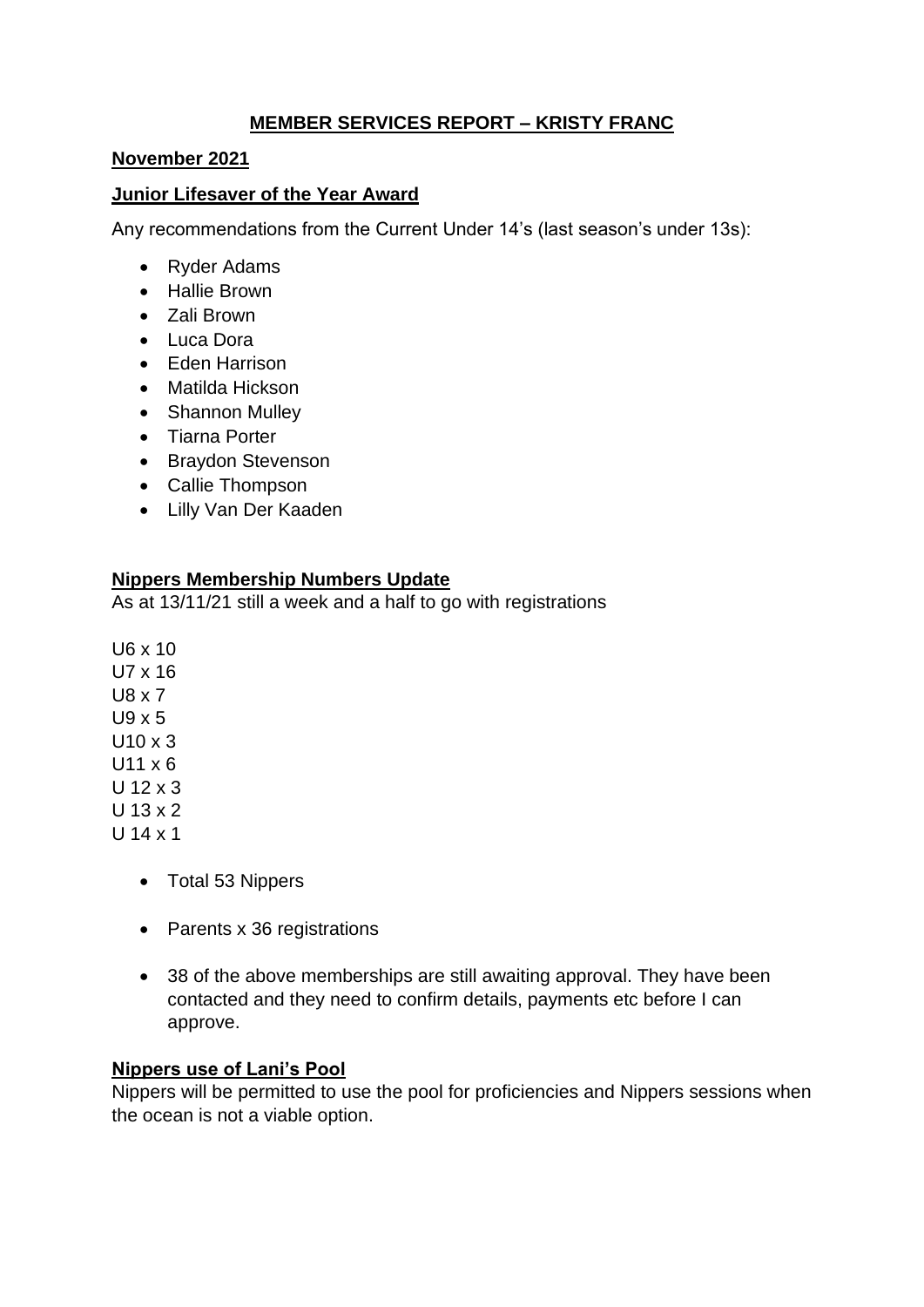## MEMBER SERVICES REPORT – KRISTY FRANC

**November 2021**

**Junior Lifesaver of the Year Award**

Any recommendations from the Current Under 14's (last season's under 13s):

- Ryder Adams
- Hallie Brown
- Zali Brown
- Luca Dora
- Eden Harrison
- Matilda Hickson
- Shannon Mulley
- Tiarna Porter
- Braydon Stevenson
- Callie Thompson
- Lilly Van Der Kaaden

**Nippers Membership Numbers Update**

As at 13/11/21 still a week and a half to go with registrations

U6 x 10
U7 x 16
U8 x 7
U9 x 5
U10 x 3
U11 x 6
U 12 x 3
U 13 x 2
U 14 x 1

- Total 53 Nippers
- Parents x 36 registrations
- 38 of the above memberships are still awaiting approval. They have been contacted and they need to confirm details, payments etc before I can approve.

**Nippers use of Lani's Pool**

Nippers will be permitted to use the pool for proficiencies and Nippers sessions when the ocean is not a viable option.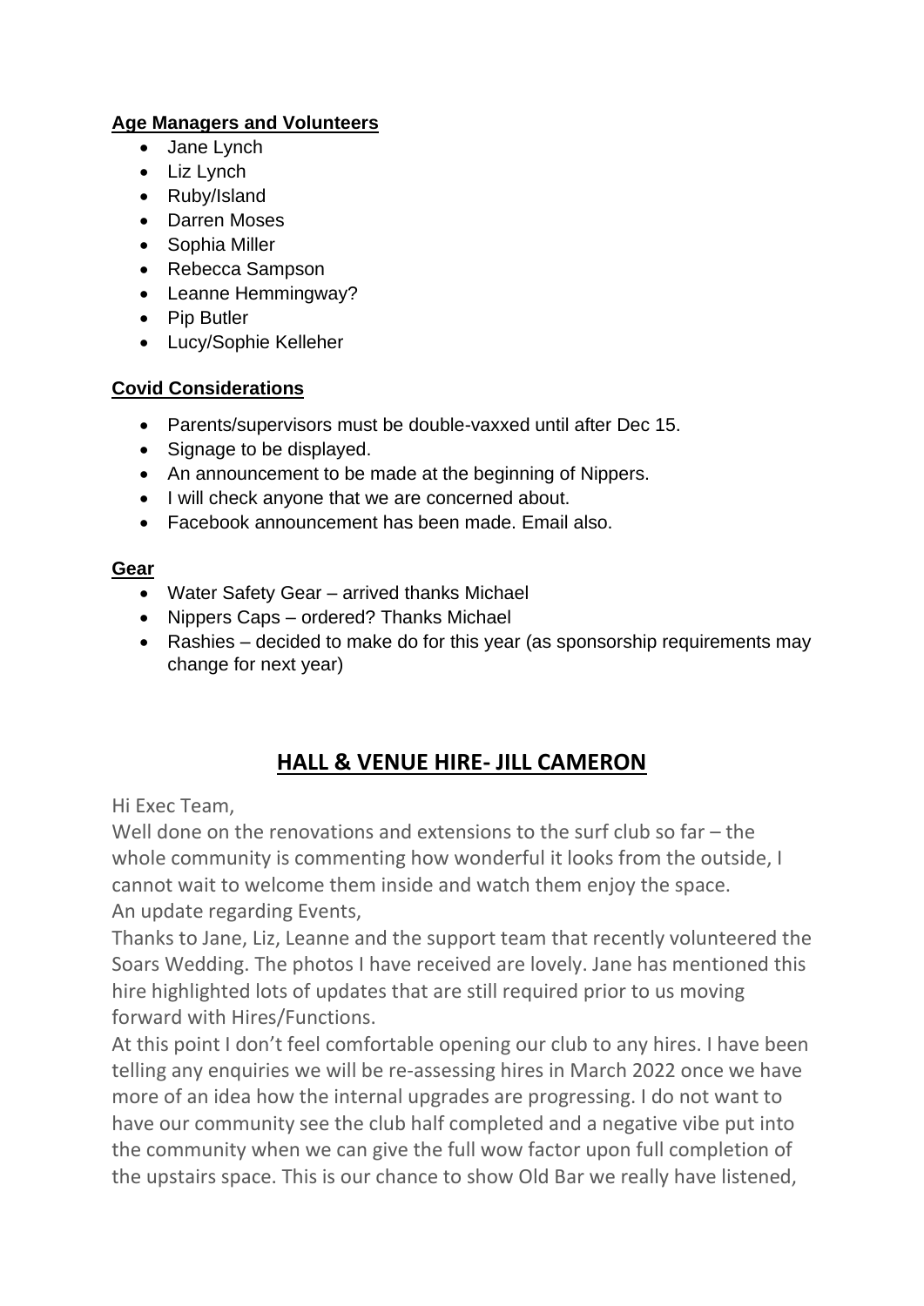**Age Managers and Volunteers**

- Jane Lynch
- Liz Lynch
- Ruby/Island
- Darren Moses
- Sophia Miller
- Rebecca Sampson
- Leanne Hemmingway?
- Pip Butler
- Lucy/Sophie Kelleher

**Covid Considerations**

- Parents/supervisors must be double-vaxxed until after Dec 15.
- Signage to be displayed.
- An announcement to be made at the beginning of Nippers.
- I will check anyone that we are concerned about.
- Facebook announcement has been made. Email also.

**Gear**

- Water Safety Gear – arrived thanks Michael
- Nippers Caps – ordered? Thanks Michael
- Rashies – decided to make do for this year (as sponsorship requirements may change for next year)

## HALL & VENUE HIRE- JILL CAMERON

Hi Exec Team,

Well done on the renovations and extensions to the surf club so far – the whole community is commenting how wonderful it looks from the outside, I cannot wait to welcome them inside and watch them enjoy the space.

An update regarding Events,

Thanks to Jane, Liz, Leanne and the support team that recently volunteered the Soars Wedding. The photos I have received are lovely. Jane has mentioned this hire highlighted lots of updates that are still required prior to us moving forward with Hires/Functions.

At this point I don't feel comfortable opening our club to any hires. I have been telling any enquiries we will be re-assessing hires in March 2022 once we have more of an idea how the internal upgrades are progressing. I do not want to have our community see the club half completed and a negative vibe put into the community when we can give the full wow factor upon full completion of the upstairs space. This is our chance to show Old Bar we really have listened,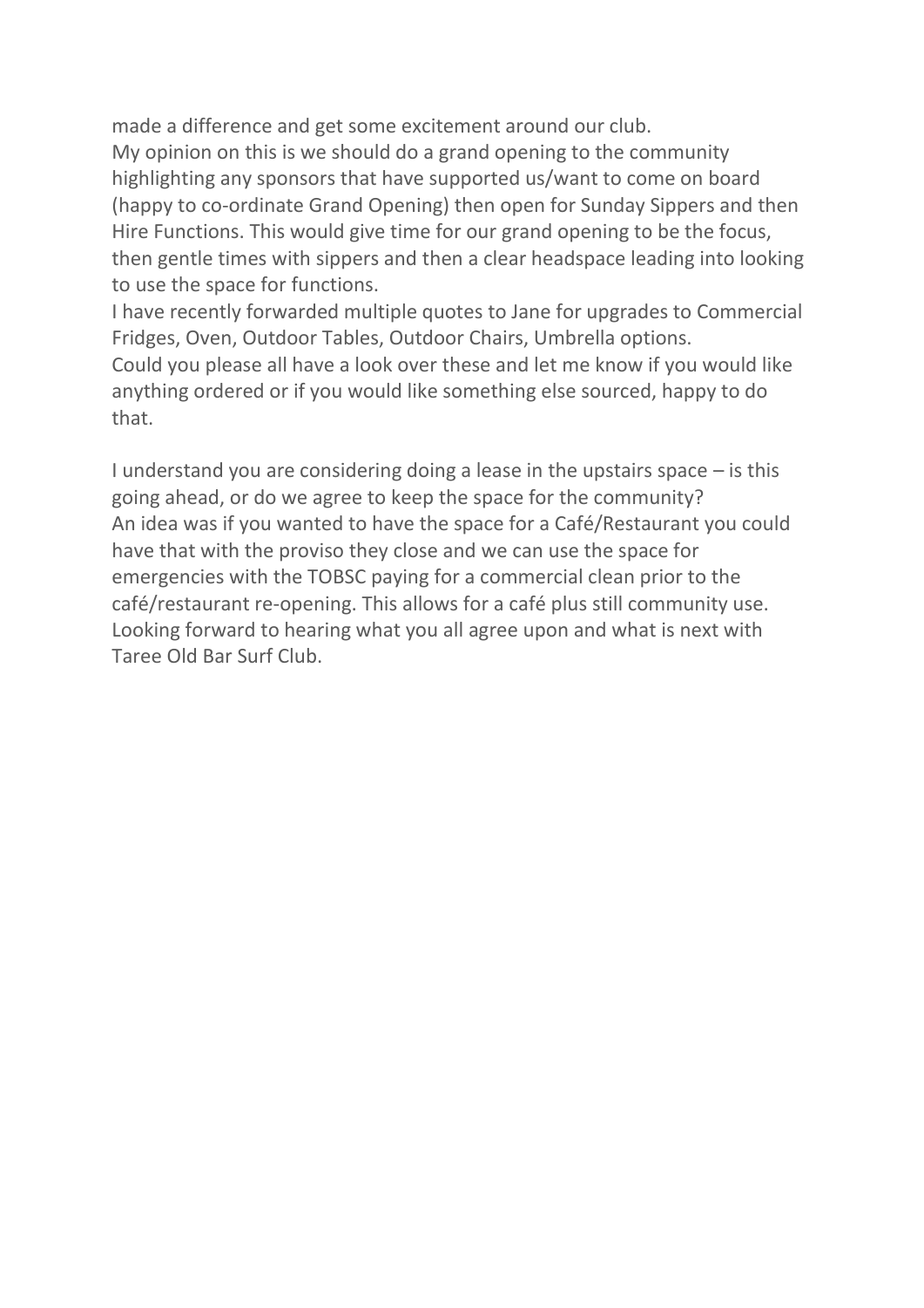made a difference and get some excitement around our club.
My opinion on this is we should do a grand opening to the community highlighting any sponsors that have supported us/want to come on board (happy to co-ordinate Grand Opening) then open for Sunday Sippers and then Hire Functions. This would give time for our grand opening to be the focus, then gentle times with sippers and then a clear headspace leading into looking to use the space for functions.
I have recently forwarded multiple quotes to Jane for upgrades to Commercial Fridges, Oven, Outdoor Tables, Outdoor Chairs, Umbrella options.
Could you please all have a look over these and let me know if you would like anything ordered or if you would like something else sourced, happy to do that.

I understand you are considering doing a lease in the upstairs space – is this going ahead, or do we agree to keep the space for the community?
An idea was if you wanted to have the space for a Café/Restaurant you could have that with the proviso they close and we can use the space for emergencies with the TOBSC paying for a commercial clean prior to the café/restaurant re-opening. This allows for a café plus still community use.
Looking forward to hearing what you all agree upon and what is next with Taree Old Bar Surf Club.